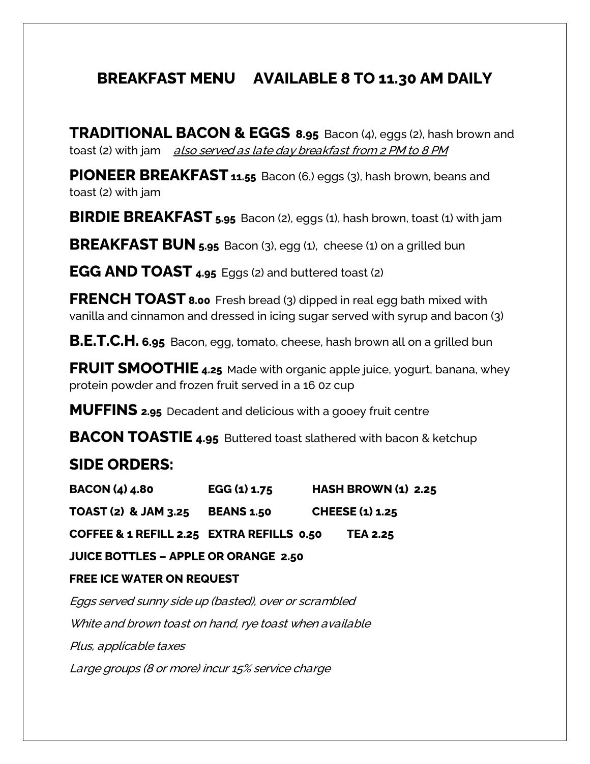## BREAKFAST MENU AVAILABLE 8 TO 11.30 AM DAILY

**TRADITIONAL BACON & EGGS 8.95** Bacon (4), eggs (2), hash brown and toast (2) with jam *also served as late day breakfast from 2 PM to 8 PM*

**PIONEER BREAKFAST 11.55** Bacon (6,) eggs (3), hash brown, beans and toast (2) with jam

**BIRDIE BREAKFAST 5.95** Bacon (2), eggs (1), hash brown, toast (1) with jam

**BREAKFAST BUN 5.95** Bacon (3), egg (1), cheese (1) on a grilled bun

**EGG AND TOAST 4.95** Eggs (2) and buttered toast (2)

**FRENCH TOAST 8.00** Fresh bread (3) dipped in real egg bath mixed with vanilla and cinnamon and dressed in icing sugar served with syrup and bacon (3)

**B.E.T.C.H. 6.95** Bacon, egg, tomato, cheese, hash brown all on a grilled bun

**FRUIT SMOOTHIE 4.25** Made with organic apple juice, yogurt, banana, whey protein powder and frozen fruit served in a 16 0z cup

**MUFFINS 2.95** Decadent and delicious with a gooey fruit centre

**BACON TOASTIE 4.95** Buttered toast slathered with bacon & ketchup

### SIDE ORDERS:

| | | |
|---|---|---|
| **BACON (4) 4.80** | **EGG (1) 1.75** | **HASH BROWN (1) 2.25** |
| **TOAST (2) & JAM 3.25** | **BEANS 1.50** | **CHEESE (1) 1.25** |

**COFFEE & 1 REFILL 2.25** **EXTRA REFILLS 0.50** **TEA 2.25**

**JUICE BOTTLES – APPLE OR ORANGE 2.50**

**FREE ICE WATER ON REQUEST**

*Eggs served sunny side up (basted), over or scrambled*

*White and brown toast on hand, rye toast when available*

*Plus, applicable taxes*

*Large groups (8 or more) incur 15% service charge*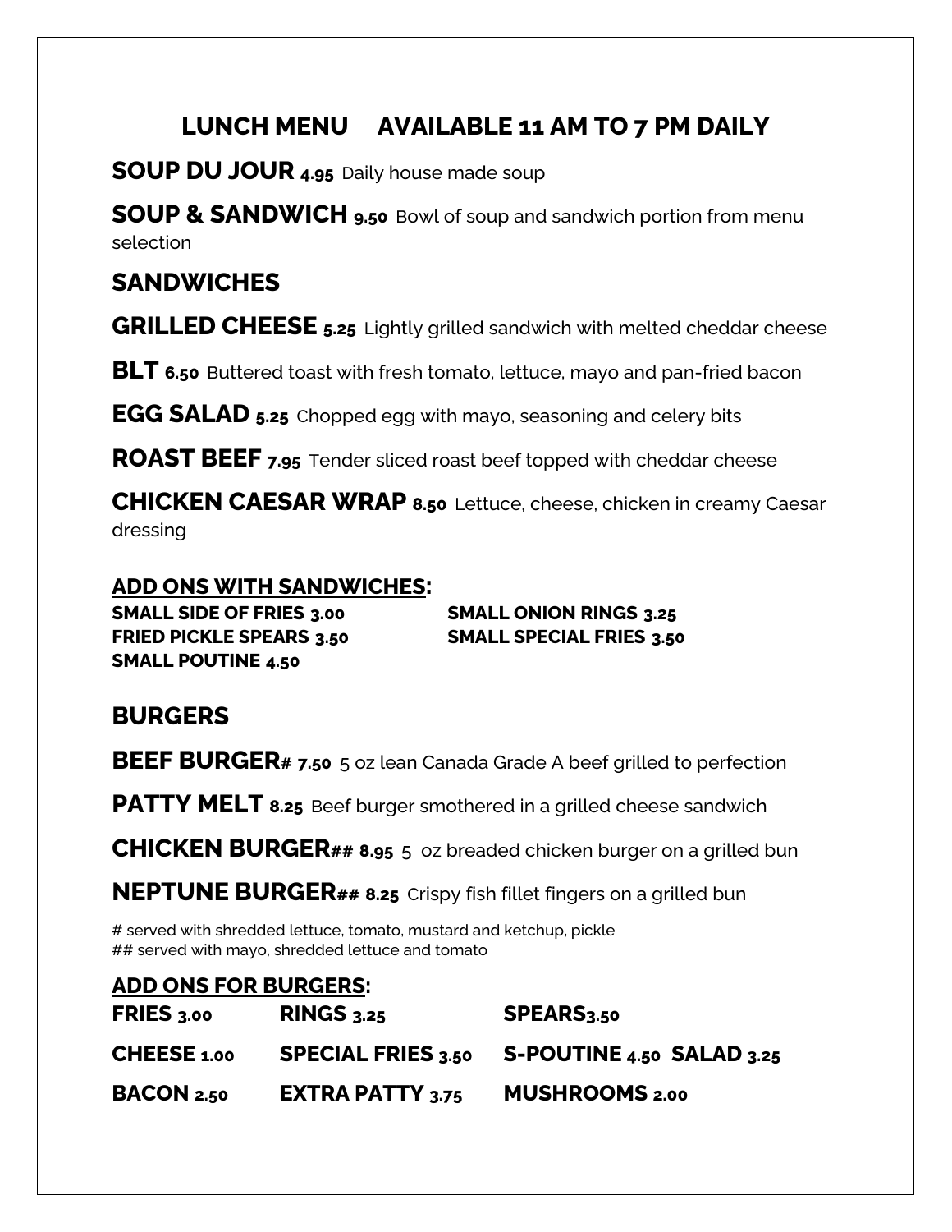# LUNCH MENU AVAILABLE 11 AM TO 7 PM DAILY

**SOUP DU JOUR 4.95** Daily house made soup

**SOUP & SANDWICH 9.50** Bowl of soup and sandwich portion from menu selection

## SANDWICHES

**GRILLED CHEESE 5.25** Lightly grilled sandwich with melted cheddar cheese

**BLT 6.50** Buttered toast with fresh tomato, lettuce, mayo and pan-fried bacon

**EGG SALAD 5.25** Chopped egg with mayo, seasoning and celery bits

**ROAST BEEF 7.95** Tender sliced roast beef topped with cheddar cheese

**CHICKEN CAESAR WRAP 8.50** Lettuce, cheese, chicken in creamy Caesar dressing

### ADD ONS WITH SANDWICHES:

**SMALL SIDE OF FRIES 3.00**
**SMALL ONION RINGS 3.25**
**FRIED PICKLE SPEARS 3.50**
**SMALL SPECIAL FRIES 3.50**
**SMALL POUTINE 4.50**

## BURGERS

**BEEF BURGER# 7.50** 5 oz lean Canada Grade A beef grilled to perfection

**PATTY MELT 8.25** Beef burger smothered in a grilled cheese sandwich

**CHICKEN BURGER## 8.95** 5 oz breaded chicken burger on a grilled bun

**NEPTUNE BURGER## 8.25** Crispy fish fillet fingers on a grilled bun

# served with shredded lettuce, tomato, mustard and ketchup, pickle
## served with mayo, shredded lettuce and tomato

### ADD ONS FOR BURGERS:

**FRIES 3.00** **RINGS 3.25** **SPEARS 3.50**

**CHEESE 1.00** **SPECIAL FRIES 3.50** **S-POUTINE 4.50** **SALAD 3.25**

**BACON 2.50** **EXTRA PATTY 3.75** **MUSHROOMS 2.00**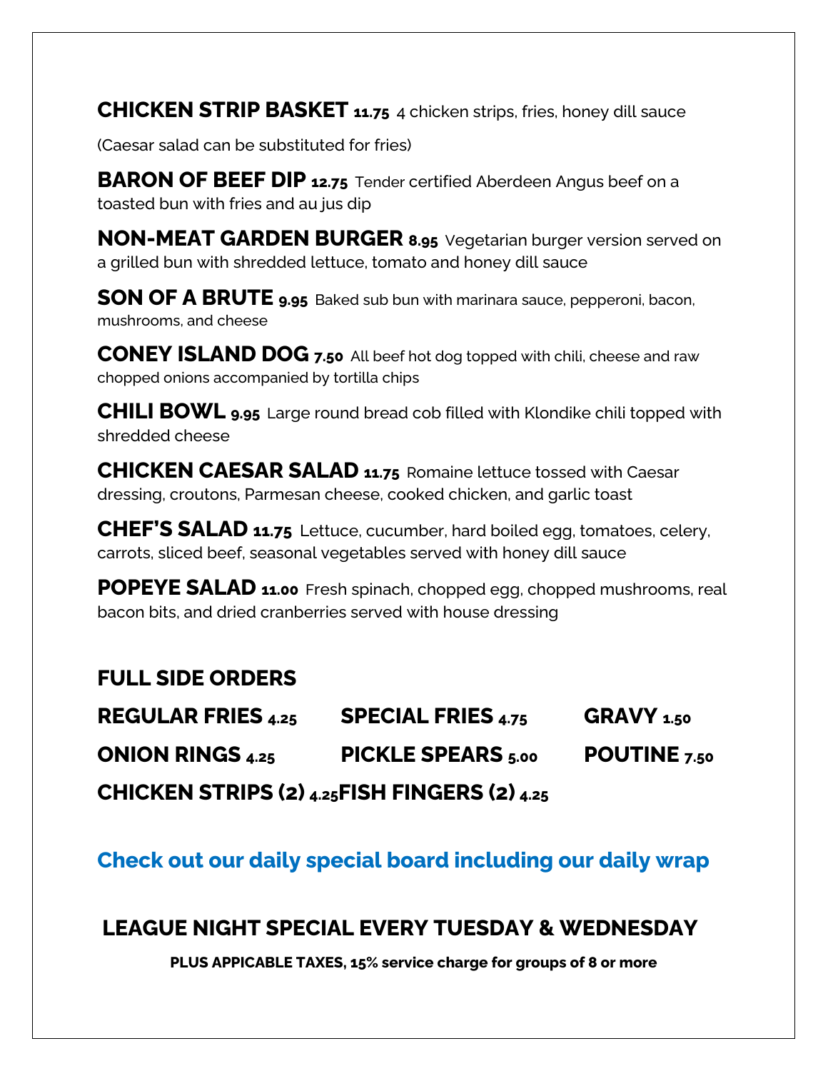**CHICKEN STRIP BASKET 11.75** 4 chicken strips, fries, honey dill sauce

(Caesar salad can be substituted for fries)

**BARON OF BEEF DIP 12.75** Tender certified Aberdeen Angus beef on a toasted bun with fries and au jus dip

**NON-MEAT GARDEN BURGER 8.95** Vegetarian burger version served on a grilled bun with shredded lettuce, tomato and honey dill sauce

**SON OF A BRUTE 9.95** Baked sub bun with marinara sauce, pepperoni, bacon, mushrooms, and cheese

**CONEY ISLAND DOG 7.50** All beef hot dog topped with chili, cheese and raw chopped onions accompanied by tortilla chips

**CHILI BOWL 9.95** Large round bread cob filled with Klondike chili topped with shredded cheese

**CHICKEN CAESAR SALAD 11.75** Romaine lettuce tossed with Caesar dressing, croutons, Parmesan cheese, cooked chicken, and garlic toast

**CHEF'S SALAD 11.75** Lettuce, cucumber, hard boiled egg, tomatoes, celery, carrots, sliced beef, seasonal vegetables served with honey dill sauce

**POPEYE SALAD 11.00** Fresh spinach, chopped egg, chopped mushrooms, real bacon bits, and dried cranberries served with house dressing

## FULL SIDE ORDERS

| | | |
|---|---|---|
| **REGULAR FRIES 4.25** | **SPECIAL FRIES 4.75** | **GRAVY 1.50** |
| **ONION RINGS 4.25** | **PICKLE SPEARS 5.00** | **POUTINE 7.50** |
| **CHICKEN STRIPS (2) 4.25** | **FISH FINGERS (2) 4.25** | |

**Check out our daily special board including our daily wrap**

## LEAGUE NIGHT SPECIAL EVERY TUESDAY & WEDNESDAY

**PLUS APPICABLE TAXES, 15% service charge for groups of 8 or more**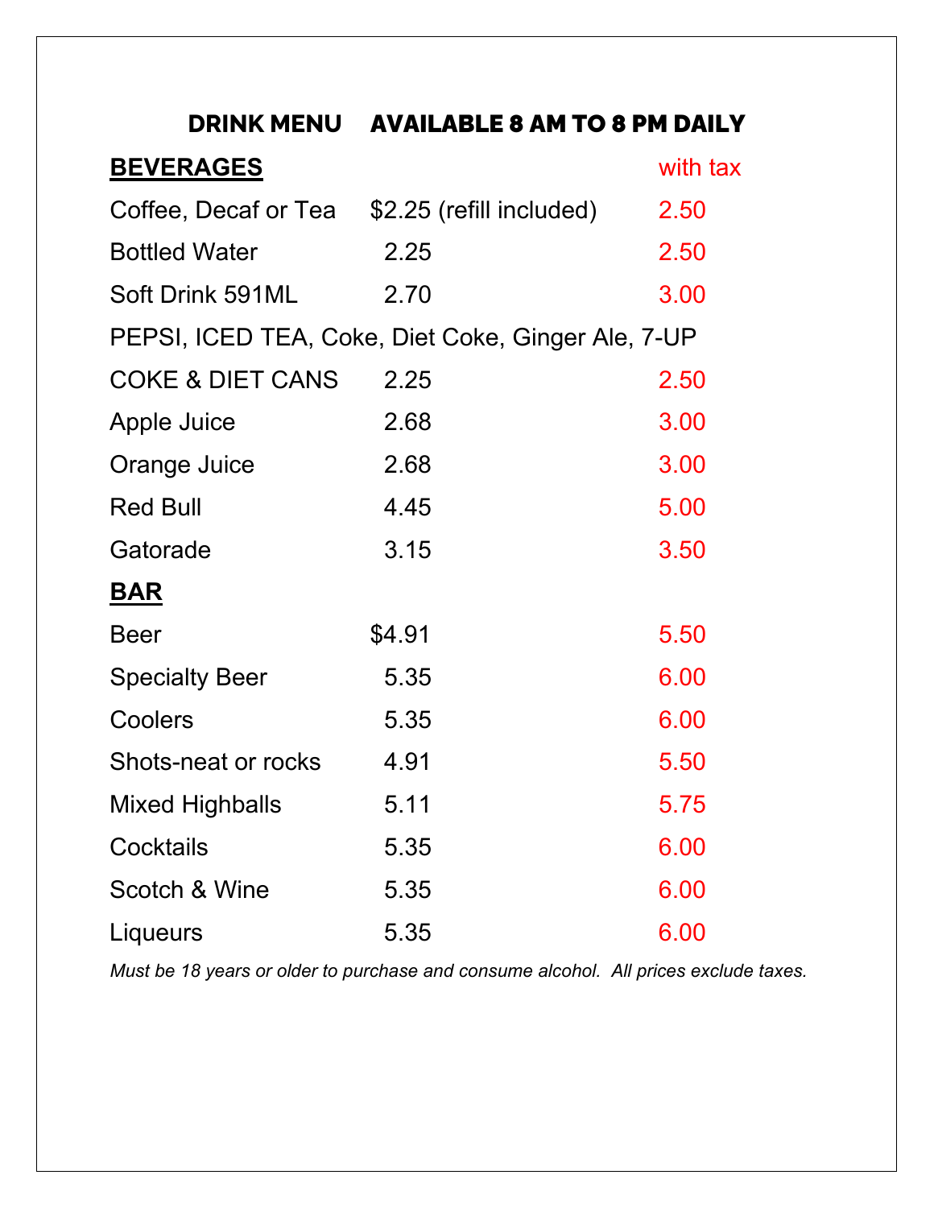## DRINK MENU AVAILABLE 8 AM TO 8 PM DAILY

| **BEVERAGES** | | with tax |
|---|---|---|
| Coffee, Decaf or Tea | $2.25 (refill included) | 2.50 |
| Bottled Water | 2.25 | 2.50 |
| Soft Drink 591ML | 2.70 | 3.00 |
| PEPSI, ICED TEA, Coke, Diet Coke, Ginger Ale, 7-UP | | |
| COKE & DIET CANS | 2.25 | 2.50 |
| Apple Juice | 2.68 | 3.00 |
| Orange Juice | 2.68 | 3.00 |
| Red Bull | 4.45 | 5.00 |
| Gatorade | 3.15 | 3.50 |
| **BAR** | | |
| Beer | $4.91 | 5.50 |
| Specialty Beer | 5.35 | 6.00 |
| Coolers | 5.35 | 6.00 |
| Shots-neat or rocks | 4.91 | 5.50 |
| Mixed Highballs | 5.11 | 5.75 |
| Cocktails | 5.35 | 6.00 |
| Scotch & Wine | 5.35 | 6.00 |
| Liqueurs | 5.35 | 6.00 |

*Must be 18 years or older to purchase and consume alcohol. All prices exclude taxes.*